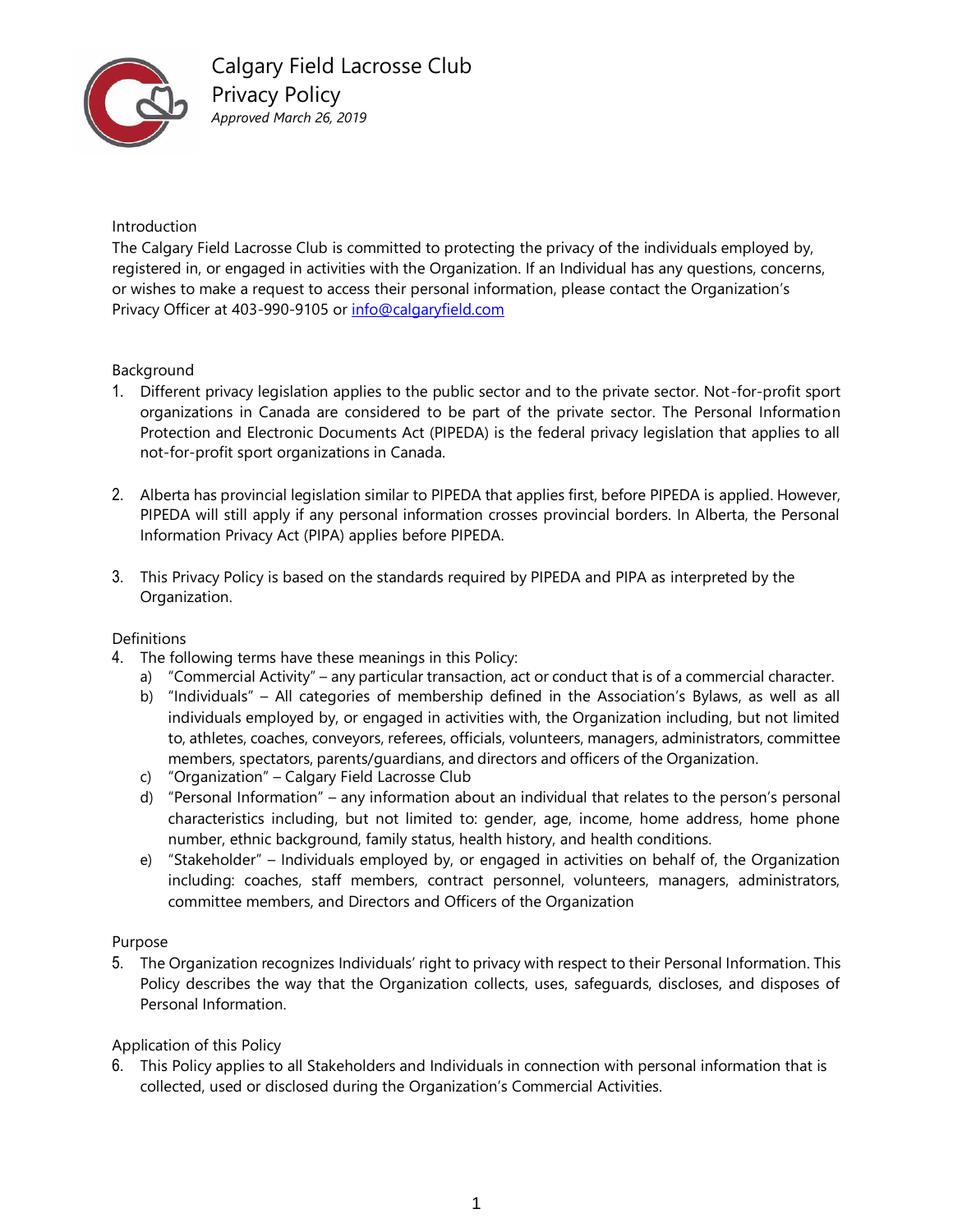# Calgary Field Lacrosse Club

## Privacy Policy

*Approved March 26, 2019*

### Introduction

The Calgary Field Lacrosse Club is committed to protecting the privacy of the individuals employed by, registered in, or engaged in activities with the Organization. If an Individual has any questions, concerns, or wishes to make a request to access their personal information, please contact the Organization's Privacy Officer at 403-990-9105 or [info@calgaryfield.com](mailto:info@calgaryfield.com)

### Background

1. Different privacy legislation applies to the public sector and to the private sector. Not-for-profit sport organizations in Canada are considered to be part of the private sector. The Personal Information Protection and Electronic Documents Act (PIPEDA) is the federal privacy legislation that applies to all not-for-profit sport organizations in Canada.

2. Alberta has provincial legislation similar to PIPEDA that applies first, before PIPEDA is applied. However, PIPEDA will still apply if any personal information crosses provincial borders. In Alberta, the Personal Information Privacy Act (PIPA) applies before PIPEDA.

3. This Privacy Policy is based on the standards required by PIPEDA and PIPA as interpreted by the Organization.

### Definitions

4. The following terms have these meanings in this Policy:
   a) "Commercial Activity" – any particular transaction, act or conduct that is of a commercial character.
   b) "Individuals" – All categories of membership defined in the Association's Bylaws, as well as all individuals employed by, or engaged in activities with, the Organization including, but not limited to, athletes, coaches, conveyors, referees, officials, volunteers, managers, administrators, committee members, spectators, parents/guardians, and directors and officers of the Organization.
   c) "Organization" – Calgary Field Lacrosse Club
   d) "Personal Information" – any information about an individual that relates to the person's personal characteristics including, but not limited to: gender, age, income, home address, home phone number, ethnic background, family status, health history, and health conditions.
   e) "Stakeholder" – Individuals employed by, or engaged in activities on behalf of, the Organization including: coaches, staff members, contract personnel, volunteers, managers, administrators, committee members, and Directors and Officers of the Organization

### Purpose

5. The Organization recognizes Individuals' right to privacy with respect to their Personal Information. This Policy describes the way that the Organization collects, uses, safeguards, discloses, and disposes of Personal Information.

### Application of this Policy

6. This Policy applies to all Stakeholders and Individuals in connection with personal information that is collected, used or disclosed during the Organization's Commercial Activities.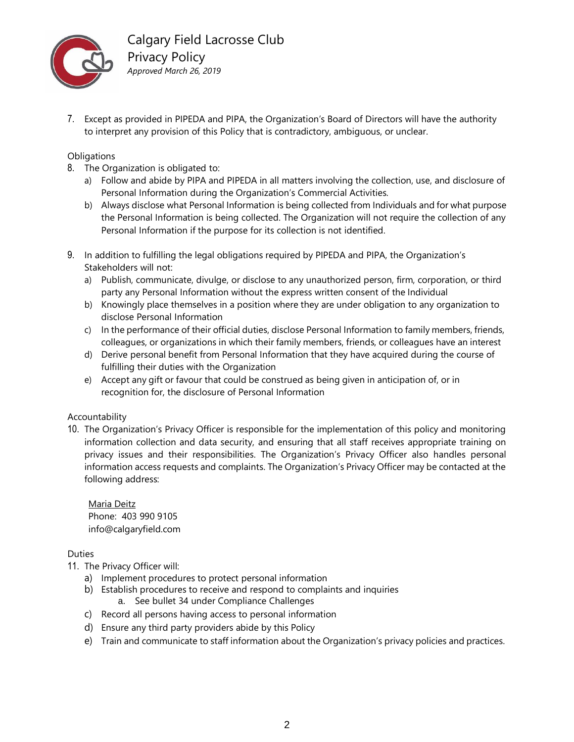7. Except as provided in PIPEDA and PIPA, the Organization's Board of Directors will have the authority to interpret any provision of this Policy that is contradictory, ambiguous, or unclear.

Obligations

8. The Organization is obligated to:
   a) Follow and abide by PIPA and PIPEDA in all matters involving the collection, use, and disclosure of Personal Information during the Organization's Commercial Activities.
   b) Always disclose what Personal Information is being collected from Individuals and for what purpose the Personal Information is being collected. The Organization will not require the collection of any Personal Information if the purpose for its collection is not identified.

9. In addition to fulfilling the legal obligations required by PIPEDA and PIPA, the Organization's Stakeholders will not:
   a) Publish, communicate, divulge, or disclose to any unauthorized person, firm, corporation, or third party any Personal Information without the express written consent of the Individual
   b) Knowingly place themselves in a position where they are under obligation to any organization to disclose Personal Information
   c) In the performance of their official duties, disclose Personal Information to family members, friends, colleagues, or organizations in which their family members, friends, or colleagues have an interest
   d) Derive personal benefit from Personal Information that they have acquired during the course of fulfilling their duties with the Organization
   e) Accept any gift or favour that could be construed as being given in anticipation of, or in recognition for, the disclosure of Personal Information

Accountability

10. The Organization's Privacy Officer is responsible for the implementation of this policy and monitoring information collection and data security, and ensuring that all staff receives appropriate training on privacy issues and their responsibilities. The Organization's Privacy Officer also handles personal information access requests and complaints. The Organization's Privacy Officer may be contacted at the following address:

    Maria Deitz
    Phone: 403 990 9105
    info@calgaryfield.com

Duties

11. The Privacy Officer will:
    a) Implement procedures to protect personal information
    b) Establish procedures to receive and respond to complaints and inquiries
       a. See bullet 34 under Compliance Challenges
    c) Record all persons having access to personal information
    d) Ensure any third party providers abide by this Policy
    e) Train and communicate to staff information about the Organization's privacy policies and practices.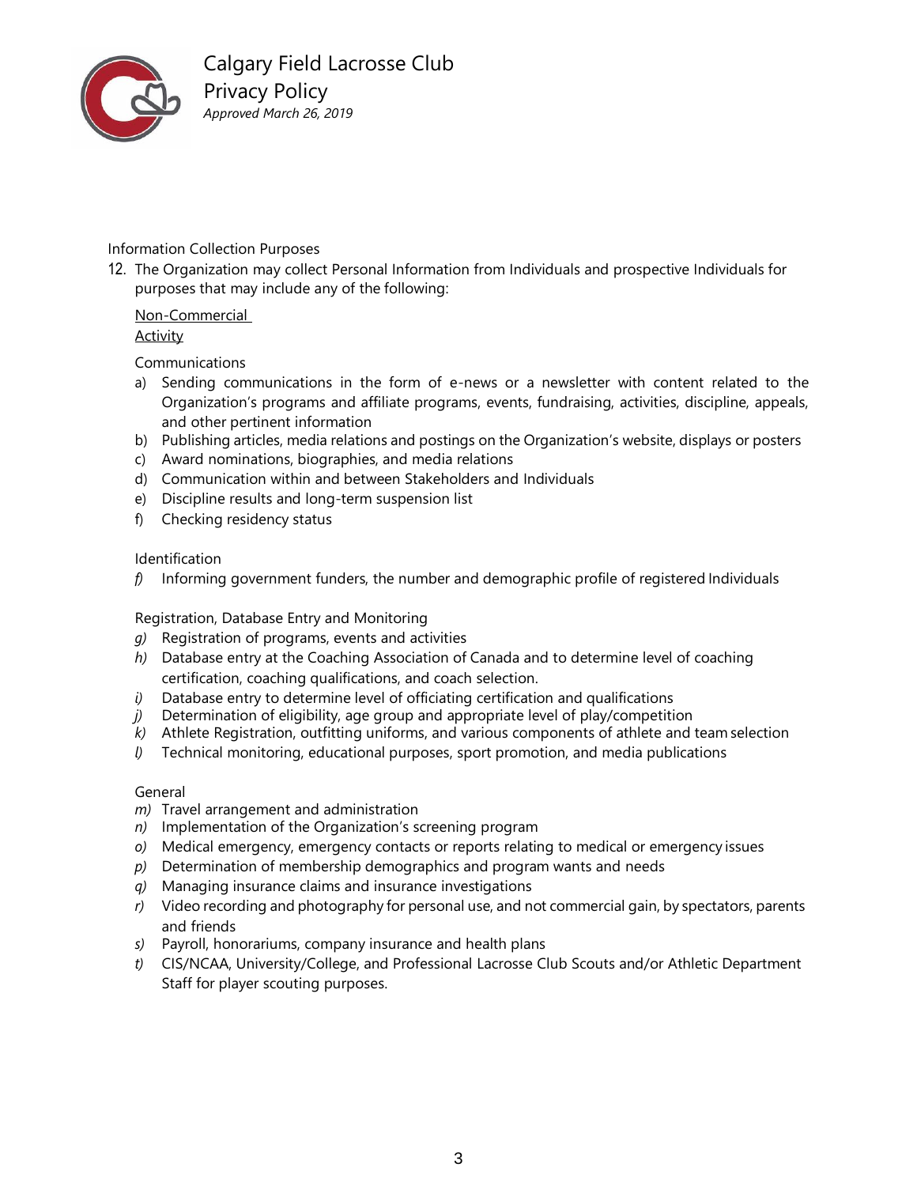Information Collection Purposes

12. The Organization may collect Personal Information from Individuals and prospective Individuals for purposes that may include any of the following:

<u>Non-Commercial Activity</u>

Communications

a) Sending communications in the form of e-news or a newsletter with content related to the Organization's programs and affiliate programs, events, fundraising, activities, discipline, appeals, and other pertinent information
b) Publishing articles, media relations and postings on the Organization's website, displays or posters
c) Award nominations, biographies, and media relations
d) Communication within and between Stakeholders and Individuals
e) Discipline results and long-term suspension list
f) Checking residency status

Identification

*f)* Informing government funders, the number and demographic profile of registered Individuals

Registration, Database Entry and Monitoring

*g)* Registration of programs, events and activities
*h)* Database entry at the Coaching Association of Canada and to determine level of coaching certification, coaching qualifications, and coach selection.
*i)* Database entry to determine level of officiating certification and qualifications
*j)* Determination of eligibility, age group and appropriate level of play/competition
*k)* Athlete Registration, outfitting uniforms, and various components of athlete and team selection
*l)* Technical monitoring, educational purposes, sport promotion, and media publications

General

*m)* Travel arrangement and administration
*n)* Implementation of the Organization's screening program
*o)* Medical emergency, emergency contacts or reports relating to medical or emergency issues
*p)* Determination of membership demographics and program wants and needs
*q)* Managing insurance claims and insurance investigations
*r)* Video recording and photography for personal use, and not commercial gain, by spectators, parents and friends
*s)* Payroll, honorariums, company insurance and health plans
*t)* CIS/NCAA, University/College, and Professional Lacrosse Club Scouts and/or Athletic Department Staff for player scouting purposes.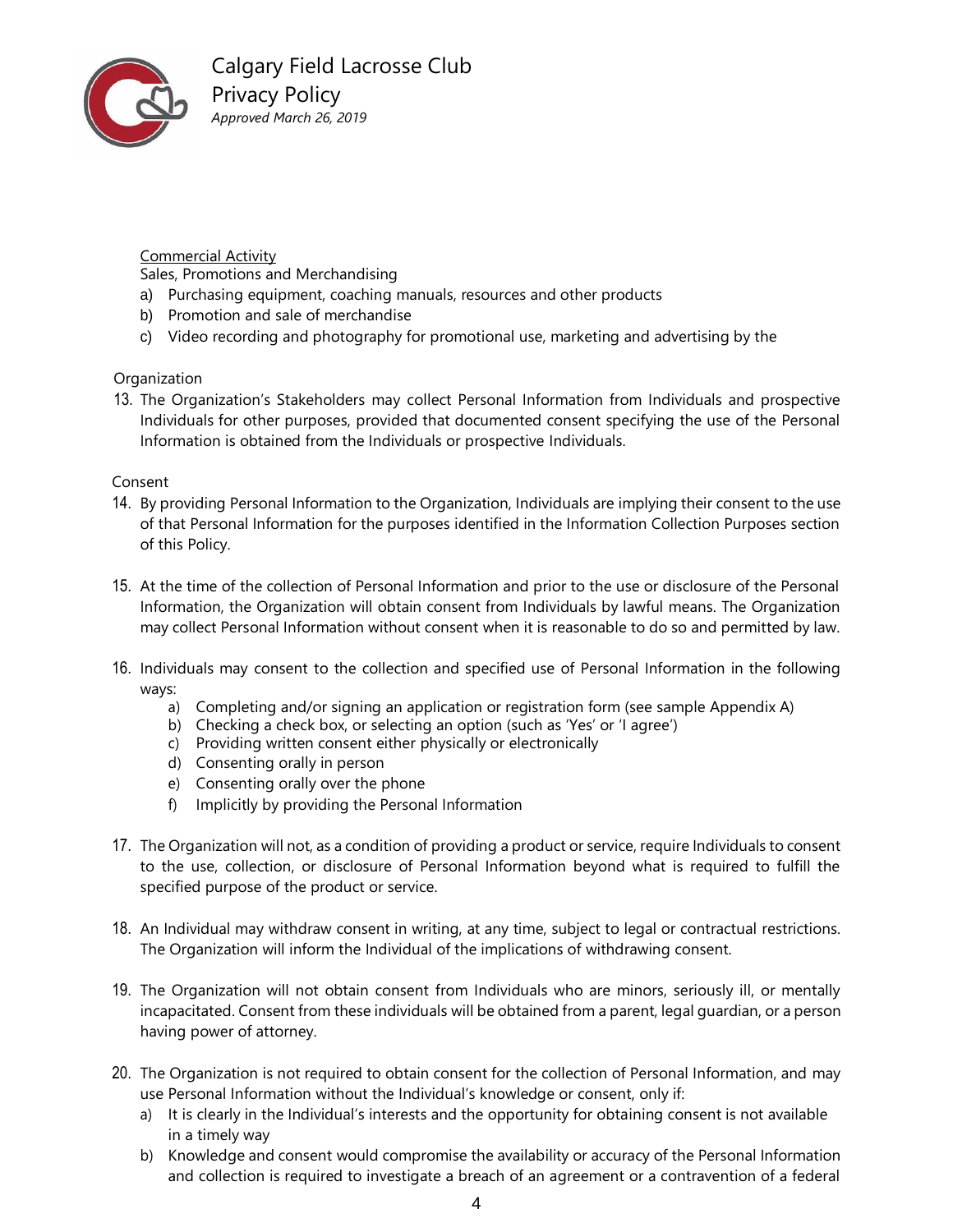Commercial Activity

Sales, Promotions and Merchandising

a) Purchasing equipment, coaching manuals, resources and other products
b) Promotion and sale of merchandise
c) Video recording and photography for promotional use, marketing and advertising by the

Organization

13. The Organization's Stakeholders may collect Personal Information from Individuals and prospective Individuals for other purposes, provided that documented consent specifying the use of the Personal Information is obtained from the Individuals or prospective Individuals.

Consent

14. By providing Personal Information to the Organization, Individuals are implying their consent to the use of that Personal Information for the purposes identified in the Information Collection Purposes section of this Policy.

15. At the time of the collection of Personal Information and prior to the use or disclosure of the Personal Information, the Organization will obtain consent from Individuals by lawful means. The Organization may collect Personal Information without consent when it is reasonable to do so and permitted by law.

16. Individuals may consent to the collection and specified use of Personal Information in the following ways:
    a) Completing and/or signing an application or registration form (see sample Appendix A)
    b) Checking a check box, or selecting an option (such as 'Yes' or 'I agree')
    c) Providing written consent either physically or electronically
    d) Consenting orally in person
    e) Consenting orally over the phone
    f) Implicitly by providing the Personal Information

17. The Organization will not, as a condition of providing a product or service, require Individuals to consent to the use, collection, or disclosure of Personal Information beyond what is required to fulfill the specified purpose of the product or service.

18. An Individual may withdraw consent in writing, at any time, subject to legal or contractual restrictions. The Organization will inform the Individual of the implications of withdrawing consent.

19. The Organization will not obtain consent from Individuals who are minors, seriously ill, or mentally incapacitated. Consent from these individuals will be obtained from a parent, legal guardian, or a person having power of attorney.

20. The Organization is not required to obtain consent for the collection of Personal Information, and may use Personal Information without the Individual's knowledge or consent, only if:
    a) It is clearly in the Individual's interests and the opportunity for obtaining consent is not available in a timely way
    b) Knowledge and consent would compromise the availability or accuracy of the Personal Information and collection is required to investigate a breach of an agreement or a contravention of a federal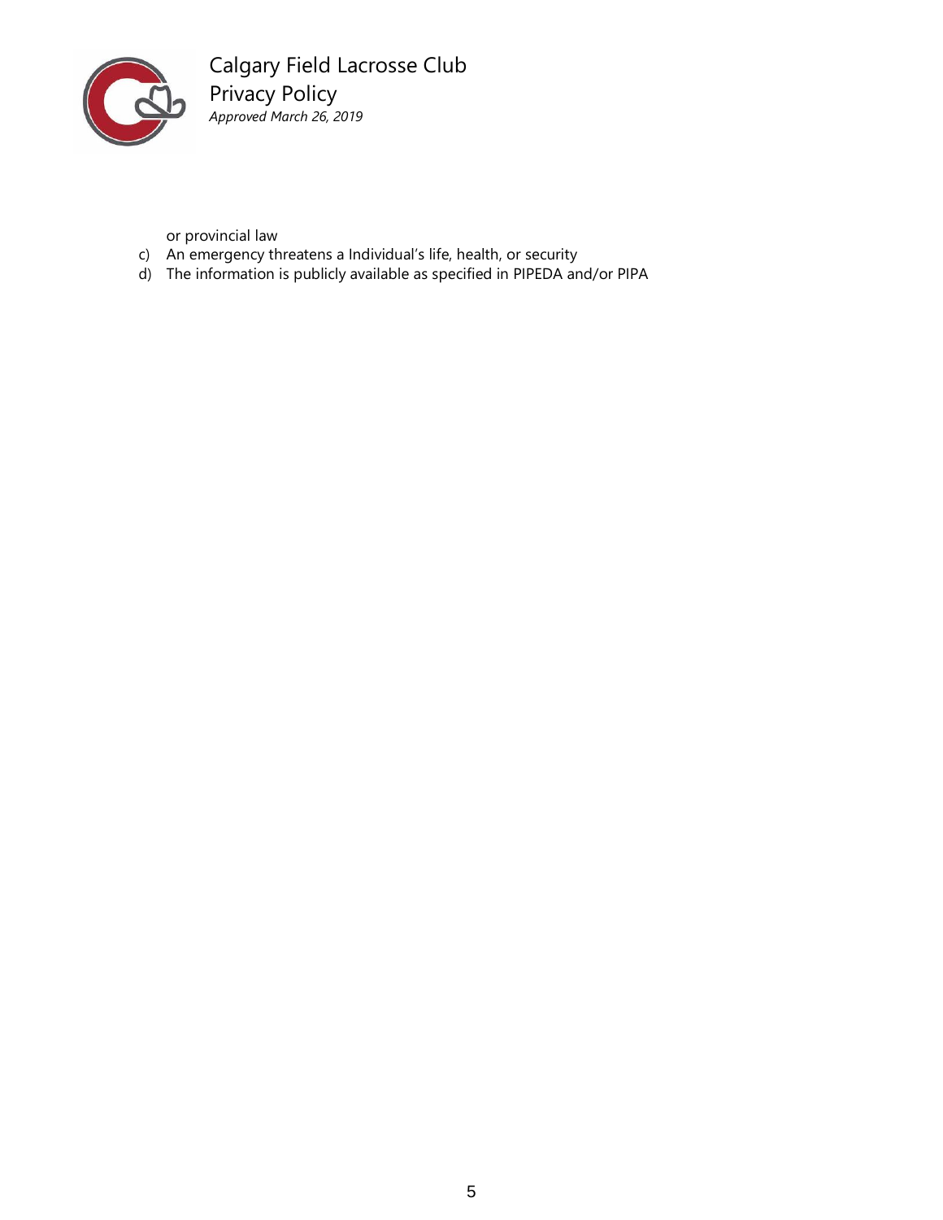or provincial law

c) An emergency threatens a Individual's life, health, or security
d) The information is publicly available as specified in PIPEDA and/or PIPA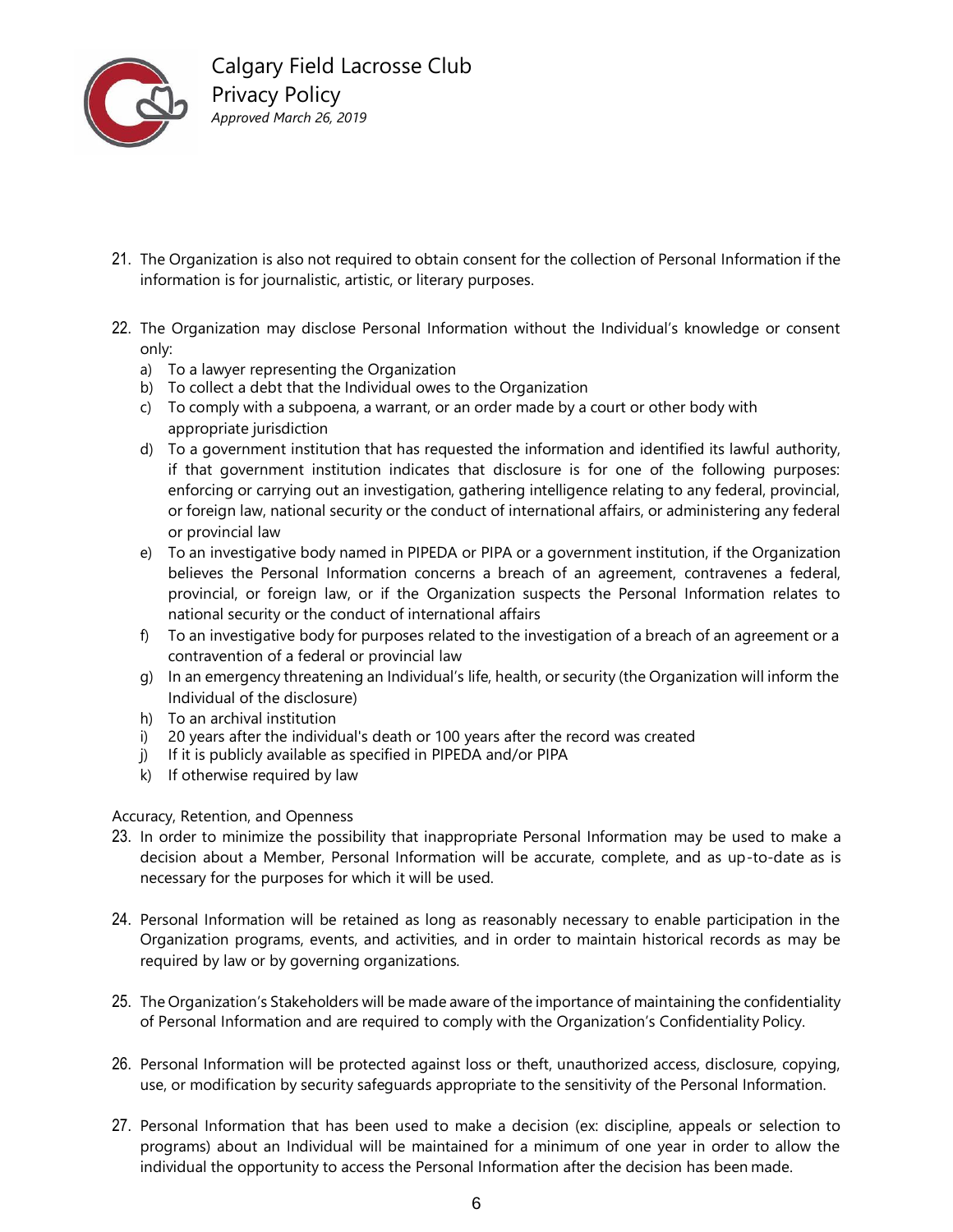21. The Organization is also not required to obtain consent for the collection of Personal Information if the information is for journalistic, artistic, or literary purposes.

22. The Organization may disclose Personal Information without the Individual's knowledge or consent only:
    a) To a lawyer representing the Organization
    b) To collect a debt that the Individual owes to the Organization
    c) To comply with a subpoena, a warrant, or an order made by a court or other body with appropriate jurisdiction
    d) To a government institution that has requested the information and identified its lawful authority, if that government institution indicates that disclosure is for one of the following purposes: enforcing or carrying out an investigation, gathering intelligence relating to any federal, provincial, or foreign law, national security or the conduct of international affairs, or administering any federal or provincial law
    e) To an investigative body named in PIPEDA or PIPA or a government institution, if the Organization believes the Personal Information concerns a breach of an agreement, contravenes a federal, provincial, or foreign law, or if the Organization suspects the Personal Information relates to national security or the conduct of international affairs
    f) To an investigative body for purposes related to the investigation of a breach of an agreement or a contravention of a federal or provincial law
    g) In an emergency threatening an Individual's life, health, or security (the Organization will inform the Individual of the disclosure)
    h) To an archival institution
    i) 20 years after the individual's death or 100 years after the record was created
    j) If it is publicly available as specified in PIPEDA and/or PIPA
    k) If otherwise required by law

Accuracy, Retention, and Openness

23. In order to minimize the possibility that inappropriate Personal Information may be used to make a decision about a Member, Personal Information will be accurate, complete, and as up-to-date as is necessary for the purposes for which it will be used.

24. Personal Information will be retained as long as reasonably necessary to enable participation in the Organization programs, events, and activities, and in order to maintain historical records as may be required by law or by governing organizations.

25. The Organization's Stakeholders will be made aware of the importance of maintaining the confidentiality of Personal Information and are required to comply with the Organization's Confidentiality Policy.

26. Personal Information will be protected against loss or theft, unauthorized access, disclosure, copying, use, or modification by security safeguards appropriate to the sensitivity of the Personal Information.

27. Personal Information that has been used to make a decision (ex: discipline, appeals or selection to programs) about an Individual will be maintained for a minimum of one year in order to allow the individual the opportunity to access the Personal Information after the decision has been made.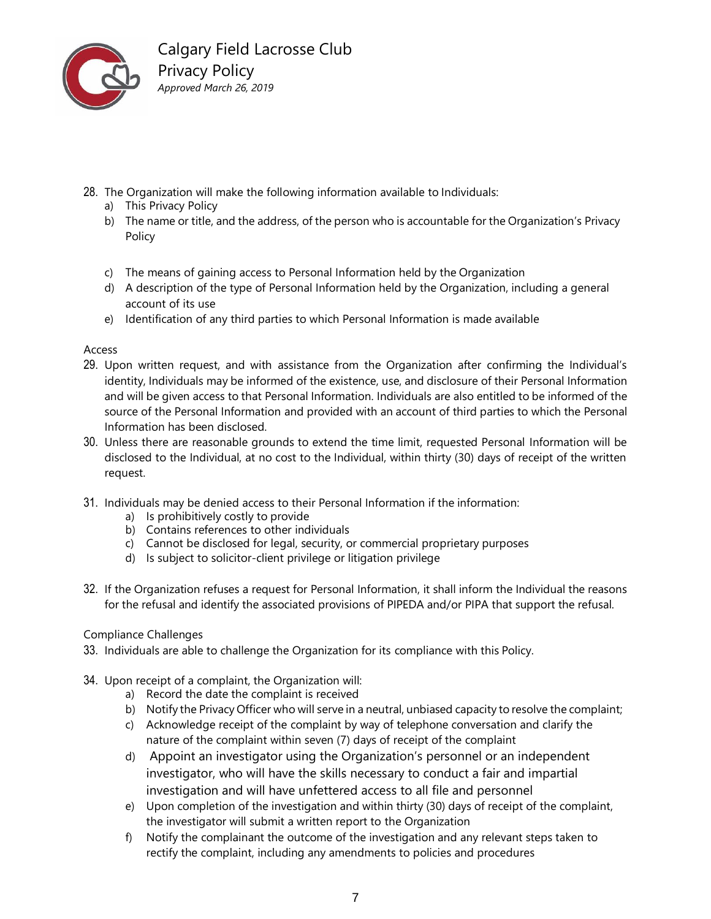28. The Organization will make the following information available to Individuals:
    a) This Privacy Policy
    b) The name or title, and the address, of the person who is accountable for the Organization's Privacy Policy
    c) The means of gaining access to Personal Information held by the Organization
    d) A description of the type of Personal Information held by the Organization, including a general account of its use
    e) Identification of any third parties to which Personal Information is made available

Access

29. Upon written request, and with assistance from the Organization after confirming the Individual's identity, Individuals may be informed of the existence, use, and disclosure of their Personal Information and will be given access to that Personal Information. Individuals are also entitled to be informed of the source of the Personal Information and provided with an account of third parties to which the Personal Information has been disclosed.
30. Unless there are reasonable grounds to extend the time limit, requested Personal Information will be disclosed to the Individual, at no cost to the Individual, within thirty (30) days of receipt of the written request.
31. Individuals may be denied access to their Personal Information if the information:
    a) Is prohibitively costly to provide
    b) Contains references to other individuals
    c) Cannot be disclosed for legal, security, or commercial proprietary purposes
    d) Is subject to solicitor-client privilege or litigation privilege
32. If the Organization refuses a request for Personal Information, it shall inform the Individual the reasons for the refusal and identify the associated provisions of PIPEDA and/or PIPA that support the refusal.

Compliance Challenges

33. Individuals are able to challenge the Organization for its compliance with this Policy.
34. Upon receipt of a complaint, the Organization will:
    a) Record the date the complaint is received
    b) Notify the Privacy Officer who will serve in a neutral, unbiased capacity to resolve the complaint;
    c) Acknowledge receipt of the complaint by way of telephone conversation and clarify the nature of the complaint within seven (7) days of receipt of the complaint
    d) Appoint an investigator using the Organization's personnel or an independent investigator, who will have the skills necessary to conduct a fair and impartial investigation and will have unfettered access to all file and personnel
    e) Upon completion of the investigation and within thirty (30) days of receipt of the complaint, the investigator will submit a written report to the Organization
    f) Notify the complainant the outcome of the investigation and any relevant steps taken to rectify the complaint, including any amendments to policies and procedures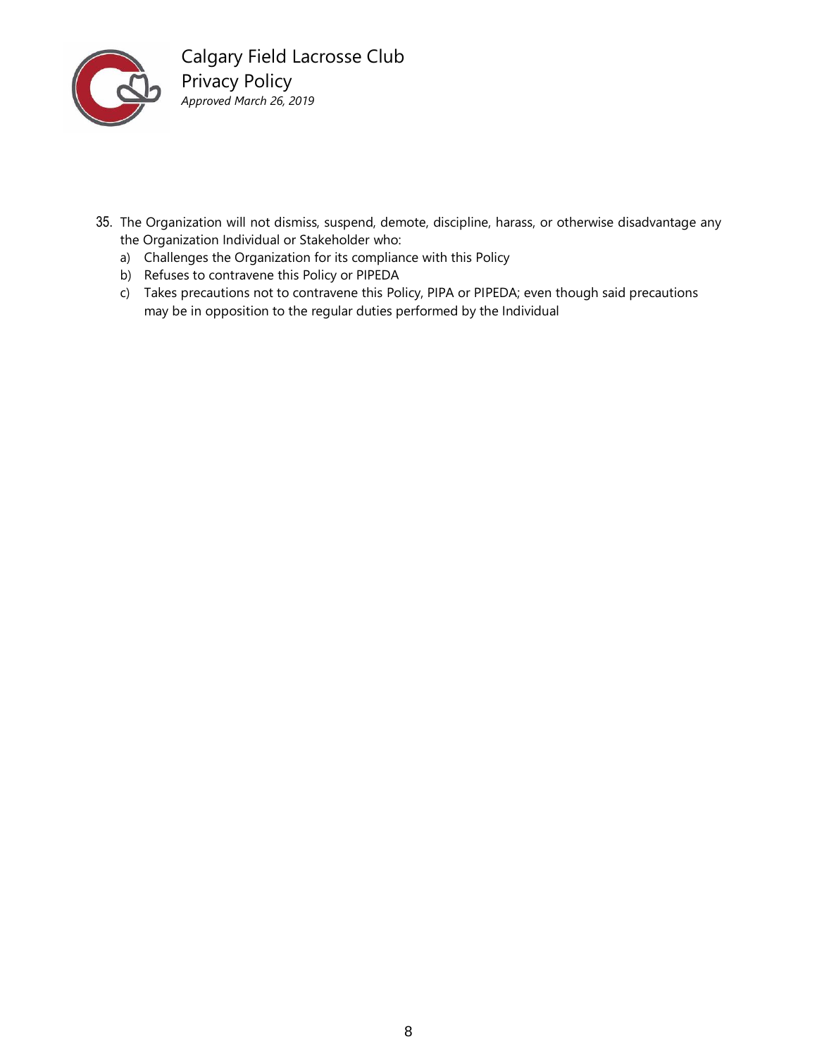35. The Organization will not dismiss, suspend, demote, discipline, harass, or otherwise disadvantage any the Organization Individual or Stakeholder who:
    a) Challenges the Organization for its compliance with this Policy
    b) Refuses to contravene this Policy or PIPEDA
    c) Takes precautions not to contravene this Policy, PIPA or PIPEDA; even though said precautions may be in opposition to the regular duties performed by the Individual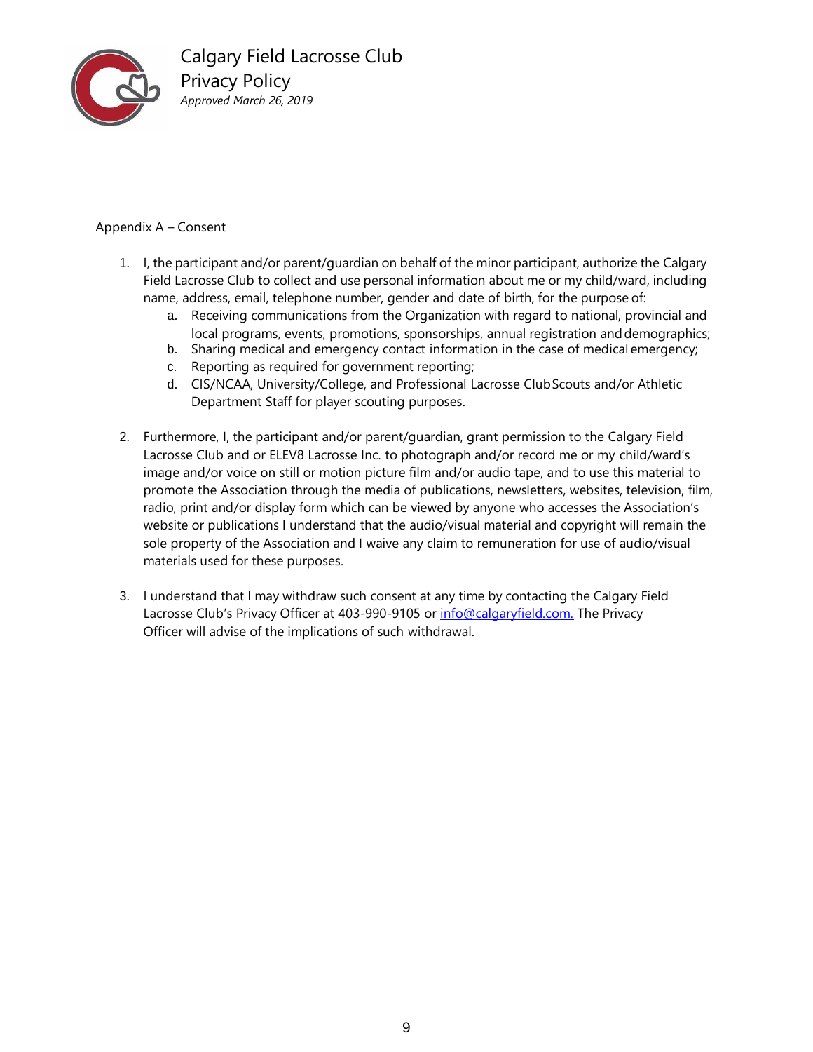Appendix A – Consent

1. I, the participant and/or parent/guardian on behalf of the minor participant, authorize the Calgary Field Lacrosse Club to collect and use personal information about me or my child/ward, including name, address, email, telephone number, gender and date of birth, for the purpose of:
   a. Receiving communications from the Organization with regard to national, provincial and local programs, events, promotions, sponsorships, annual registration and demographics;
   b. Sharing medical and emergency contact information in the case of medical emergency;
   c. Reporting as required for government reporting;
   d. CIS/NCAA, University/College, and Professional Lacrosse Club Scouts and/or Athletic Department Staff for player scouting purposes.

2. Furthermore, I, the participant and/or parent/guardian, grant permission to the Calgary Field Lacrosse Club and or ELEV8 Lacrosse Inc. to photograph and/or record me or my child/ward's image and/or voice on still or motion picture film and/or audio tape, and to use this material to promote the Association through the media of publications, newsletters, websites, television, film, radio, print and/or display form which can be viewed by anyone who accesses the Association's website or publications I understand that the audio/visual material and copyright will remain the sole property of the Association and I waive any claim to remuneration for use of audio/visual materials used for these purposes.

3. I understand that I may withdraw such consent at any time by contacting the Calgary Field Lacrosse Club's Privacy Officer at 403-990-9105 or info@calgaryfield.com. The Privacy Officer will advise of the implications of such withdrawal.